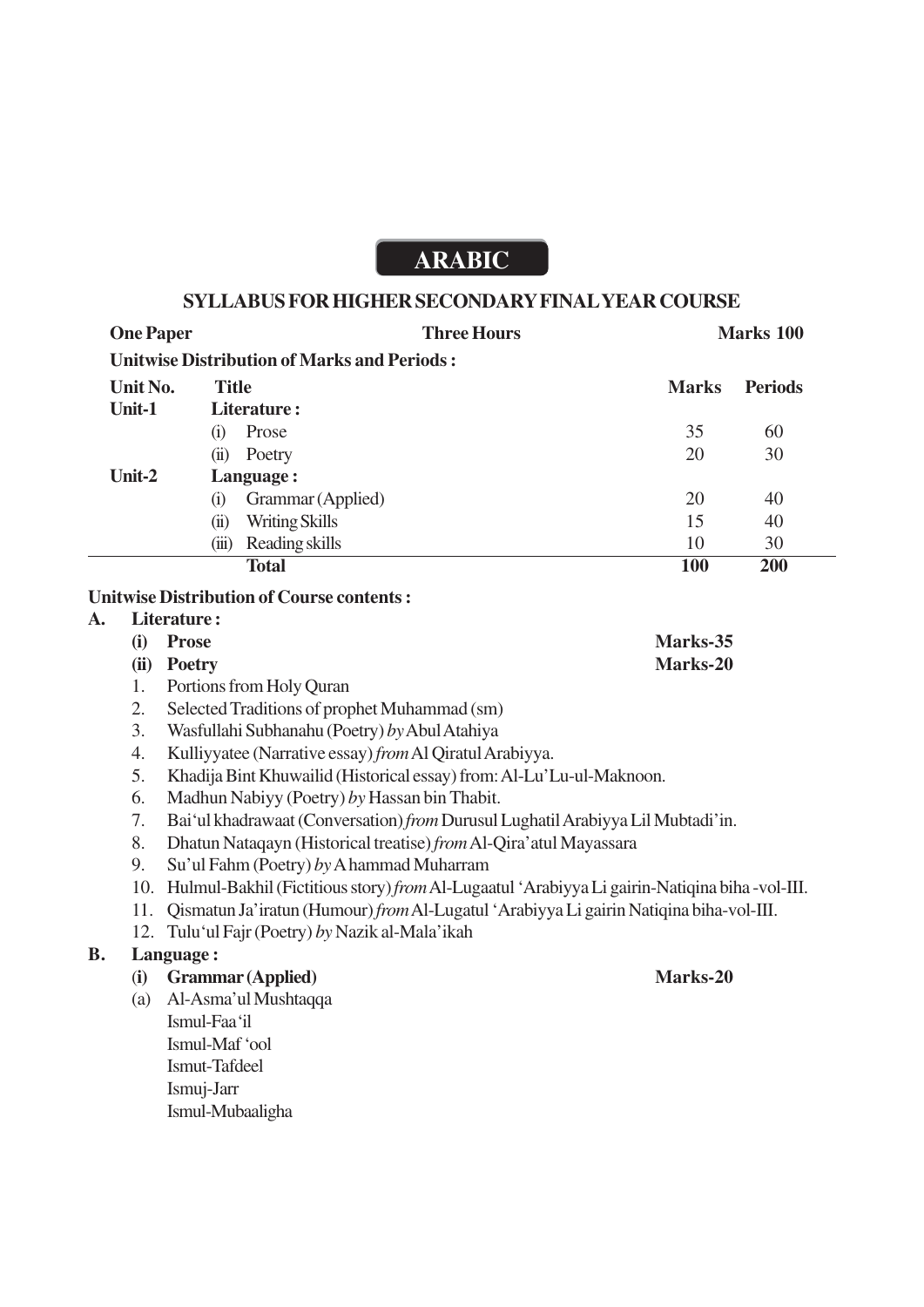# ARABIC

## SYLLABUS FOR HIGHER SECONDARY FINAL YEAR COURSE

**One Paper** **Three Hours** **Marks 100**

**Unitwise Distribution of Marks and Periods :**

| Unit No. | Title | Marks | Periods |
|---|---|---|---|
| **Unit-1** | **Literature :** | | |
| | (i) Prose | 35 | 60 |
| | (ii) Poetry | 20 | 30 |
| **Unit-2** | **Language :** | | |
| | (i) Grammar (Applied) | 20 | 40 |
| | (ii) Writing Skills | 15 | 40 |
| | (iii) Reading skills | 10 | 30 |
| | **Total** | **100** | **200** |

**Unitwise Distribution of Course contents :**

**A. Literature :**

**(i) Prose** **Marks-35**

**(ii) Poetry** **Marks-20**

1. Portions from Holy Quran
2. Selected Traditions of prophet Muhammad (sm)
3. Wasfullahi Subhanahu (Poetry) *by* Abul Atahiya
4. Kulliyyatee (Narrative essay) *from* Al Qiratul Arabiyya.
5. Khadija Bint Khuwailid (Historical essay) from: Al-Lu'Lu-ul-Maknoon.
6. Madhun Nabiyy (Poetry) *by* Hassan bin Thabit.
7. Bai'ul khadrawaat (Conversation) *from* Durusul Lughatil Arabiyya Lil Mubtadi'in.
8. Dhatun Nataqayn (Historical treatise) *from* Al-Qira'atul Mayassara
9. Su'ul Fahm (Poetry) *by* A hammad Muharram
10. Hulmul-Bakhil (Fictitious story) *from* Al-Lugaatul 'Arabiyya Li gairin-Natiqina biha -vol-III.
11. Qismatun Ja'iratun (Humour) *from* Al-Lugatul 'Arabiyya Li gairin Natiqina biha-vol-III.
12. Tulu'ul Fajr (Poetry) *by* Nazik al-Mala'ikah

**B. Language :**

**(i) Grammar (Applied)** **Marks-20**

(a) Al-Asma'ul Mushtaqqa
Ismul-Faa'il
Ismul-Maf'ool
Ismut-Tafdeel
Ismuj-Jarr
Ismul-Mubaaligha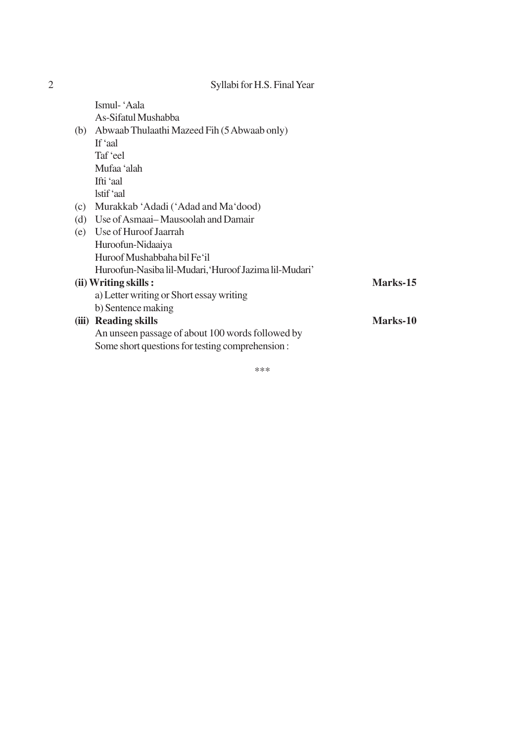Ismul- 'Aala

As-Sifatul Mushabba

(b) Abwaab Thulaathi Mazeed Fih (5 Abwaab only)

If 'aal

Taf 'eel

Mufaa 'alah

Ifti 'aal

lstif 'aal

(c) Murakkab 'Adadi ('Adad and Ma'dood)

(d) Use of Asmaai– Mausoolah and Damair

(e) Use of Huroof Jaarrah

Huroofun-Nidaaiya

Huroof Mushabbaha bil Fe'il

Huroofun-Nasiba lil-Mudari, 'Huroof Jazima lil-Mudari'

**(ii) Writing skills :** **Marks-15**

a) Letter writing or Short essay writing

b) Sentence making

**(iii) Reading skills** **Marks-10**

An unseen passage of about 100 words followed by Some short questions for testing comprehension :

***